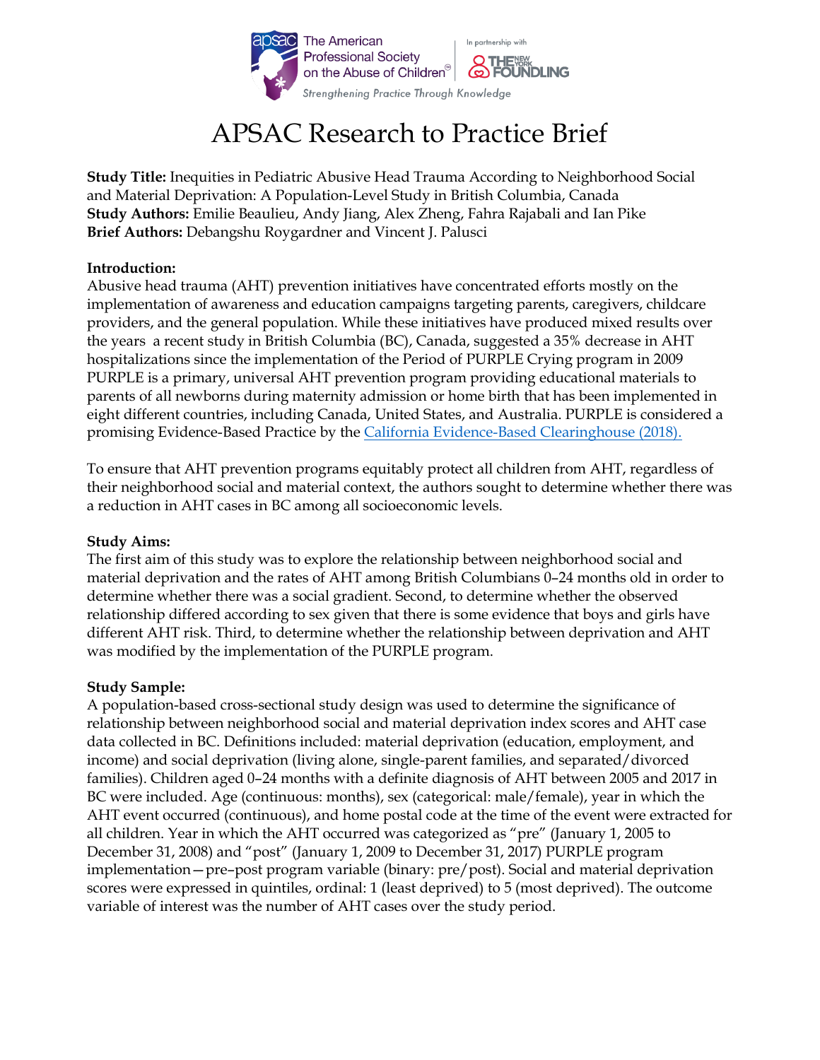The American Professional Society on the Abuse of Children — In partnership with The New York Foundling

*Strengthening Practice Through Knowledge*

# APSAC Research to Practice Brief

**Study Title:** Inequities in Pediatric Abusive Head Trauma According to Neighborhood Social and Material Deprivation: A Population-Level Study in British Columbia, Canada
**Study Authors:** Emilie Beaulieu, Andy Jiang, Alex Zheng, Fahra Rajabali and Ian Pike
**Brief Authors:** Debangshu Roygardner and Vincent J. Palusci

**Introduction:**
Abusive head trauma (AHT) prevention initiatives have concentrated efforts mostly on the implementation of awareness and education campaigns targeting parents, caregivers, childcare providers, and the general population. While these initiatives have produced mixed results over the years a recent study in British Columbia (BC), Canada, suggested a 35% decrease in AHT hospitalizations since the implementation of the Period of PURPLE Crying program in 2009 PURPLE is a primary, universal AHT prevention program providing educational materials to parents of all newborns during maternity admission or home birth that has been implemented in eight different countries, including Canada, United States, and Australia. PURPLE is considered a promising Evidence-Based Practice by the California Evidence-Based Clearinghouse (2018).

To ensure that AHT prevention programs equitably protect all children from AHT, regardless of their neighborhood social and material context, the authors sought to determine whether there was a reduction in AHT cases in BC among all socioeconomic levels.

**Study Aims:**
The first aim of this study was to explore the relationship between neighborhood social and material deprivation and the rates of AHT among British Columbians 0–24 months old in order to determine whether there was a social gradient. Second, to determine whether the observed relationship differed according to sex given that there is some evidence that boys and girls have different AHT risk. Third, to determine whether the relationship between deprivation and AHT was modified by the implementation of the PURPLE program.

**Study Sample:**
A population-based cross-sectional study design was used to determine the significance of relationship between neighborhood social and material deprivation index scores and AHT case data collected in BC. Definitions included: material deprivation (education, employment, and income) and social deprivation (living alone, single-parent families, and separated/divorced families). Children aged 0–24 months with a definite diagnosis of AHT between 2005 and 2017 in BC were included. Age (continuous: months), sex (categorical: male/female), year in which the AHT event occurred (continuous), and home postal code at the time of the event were extracted for all children. Year in which the AHT occurred was categorized as "pre" (January 1, 2005 to December 31, 2008) and "post" (January 1, 2009 to December 31, 2017) PURPLE program implementation—pre–post program variable (binary: pre/post). Social and material deprivation scores were expressed in quintiles, ordinal: 1 (least deprived) to 5 (most deprived). The outcome variable of interest was the number of AHT cases over the study period.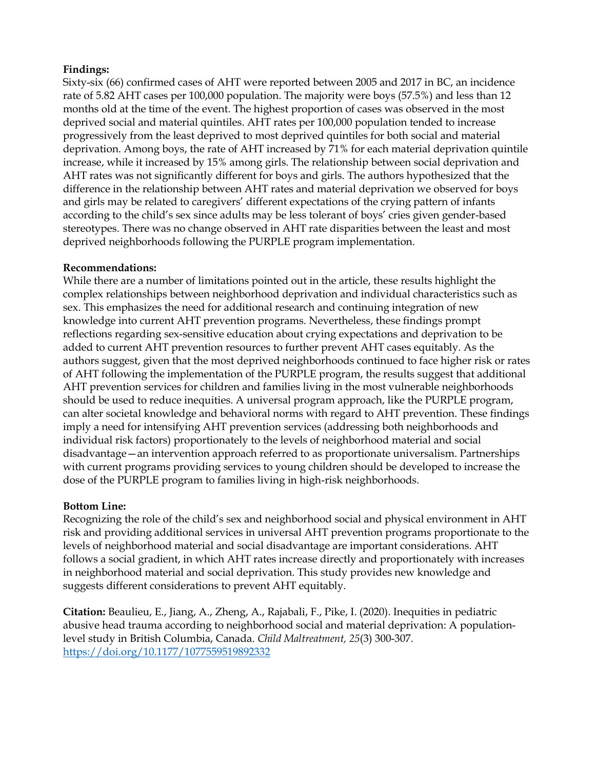**Findings:**
Sixty-six (66) confirmed cases of AHT were reported between 2005 and 2017 in BC, an incidence rate of 5.82 AHT cases per 100,000 population. The majority were boys (57.5%) and less than 12 months old at the time of the event. The highest proportion of cases was observed in the most deprived social and material quintiles. AHT rates per 100,000 population tended to increase progressively from the least deprived to most deprived quintiles for both social and material deprivation. Among boys, the rate of AHT increased by 71% for each material deprivation quintile increase, while it increased by 15% among girls. The relationship between social deprivation and AHT rates was not significantly different for boys and girls. The authors hypothesized that the difference in the relationship between AHT rates and material deprivation we observed for boys and girls may be related to caregivers' different expectations of the crying pattern of infants according to the child's sex since adults may be less tolerant of boys' cries given gender-based stereotypes. There was no change observed in AHT rate disparities between the least and most deprived neighborhoods following the PURPLE program implementation.

**Recommendations:**
While there are a number of limitations pointed out in the article, these results highlight the complex relationships between neighborhood deprivation and individual characteristics such as sex. This emphasizes the need for additional research and continuing integration of new knowledge into current AHT prevention programs. Nevertheless, these findings prompt reflections regarding sex-sensitive education about crying expectations and deprivation to be added to current AHT prevention resources to further prevent AHT cases equitably. As the authors suggest, given that the most deprived neighborhoods continued to face higher risk or rates of AHT following the implementation of the PURPLE program, the results suggest that additional AHT prevention services for children and families living in the most vulnerable neighborhoods should be used to reduce inequities. A universal program approach, like the PURPLE program, can alter societal knowledge and behavioral norms with regard to AHT prevention. These findings imply a need for intensifying AHT prevention services (addressing both neighborhoods and individual risk factors) proportionately to the levels of neighborhood material and social disadvantage—an intervention approach referred to as proportionate universalism. Partnerships with current programs providing services to young children should be developed to increase the dose of the PURPLE program to families living in high-risk neighborhoods.

**Bottom Line:**
Recognizing the role of the child's sex and neighborhood social and physical environment in AHT risk and providing additional services in universal AHT prevention programs proportionate to the levels of neighborhood material and social disadvantage are important considerations. AHT follows a social gradient, in which AHT rates increase directly and proportionately with increases in neighborhood material and social deprivation. This study provides new knowledge and suggests different considerations to prevent AHT equitably.

**Citation:** Beaulieu, E., Jiang, A., Zheng, A., Rajabali, F., Pike, I. (2020). Inequities in pediatric abusive head trauma according to neighborhood social and material deprivation: A population-level study in British Columbia, Canada. *Child Maltreatment, 25*(3) 300-307. https://doi.org/10.1177/1077559519892332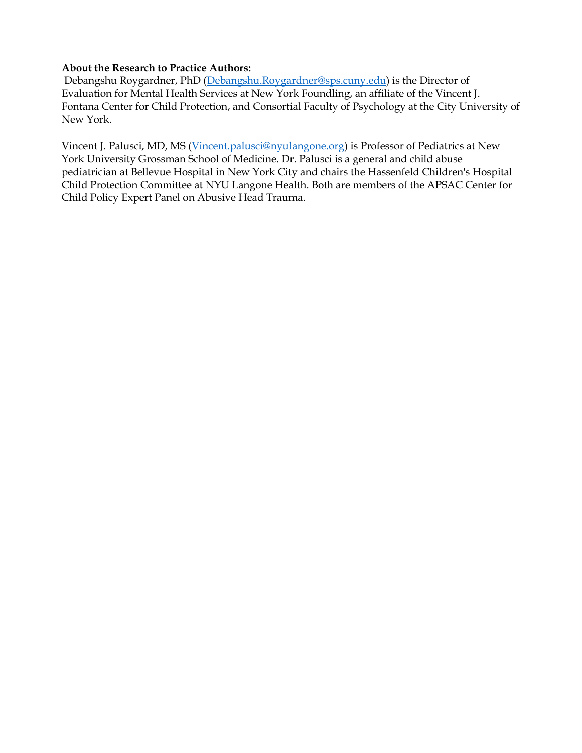**About the Research to Practice Authors:**

Debangshu Roygardner, PhD (Debangshu.Roygardner@sps.cuny.edu) is the Director of Evaluation for Mental Health Services at New York Foundling, an affiliate of the Vincent J. Fontana Center for Child Protection, and Consortial Faculty of Psychology at the City University of New York.

Vincent J. Palusci, MD, MS (Vincent.palusci@nyulangone.org) is Professor of Pediatrics at New York University Grossman School of Medicine. Dr. Palusci is a general and child abuse pediatrician at Bellevue Hospital in New York City and chairs the Hassenfeld Children's Hospital Child Protection Committee at NYU Langone Health. Both are members of the APSAC Center for Child Policy Expert Panel on Abusive Head Trauma.